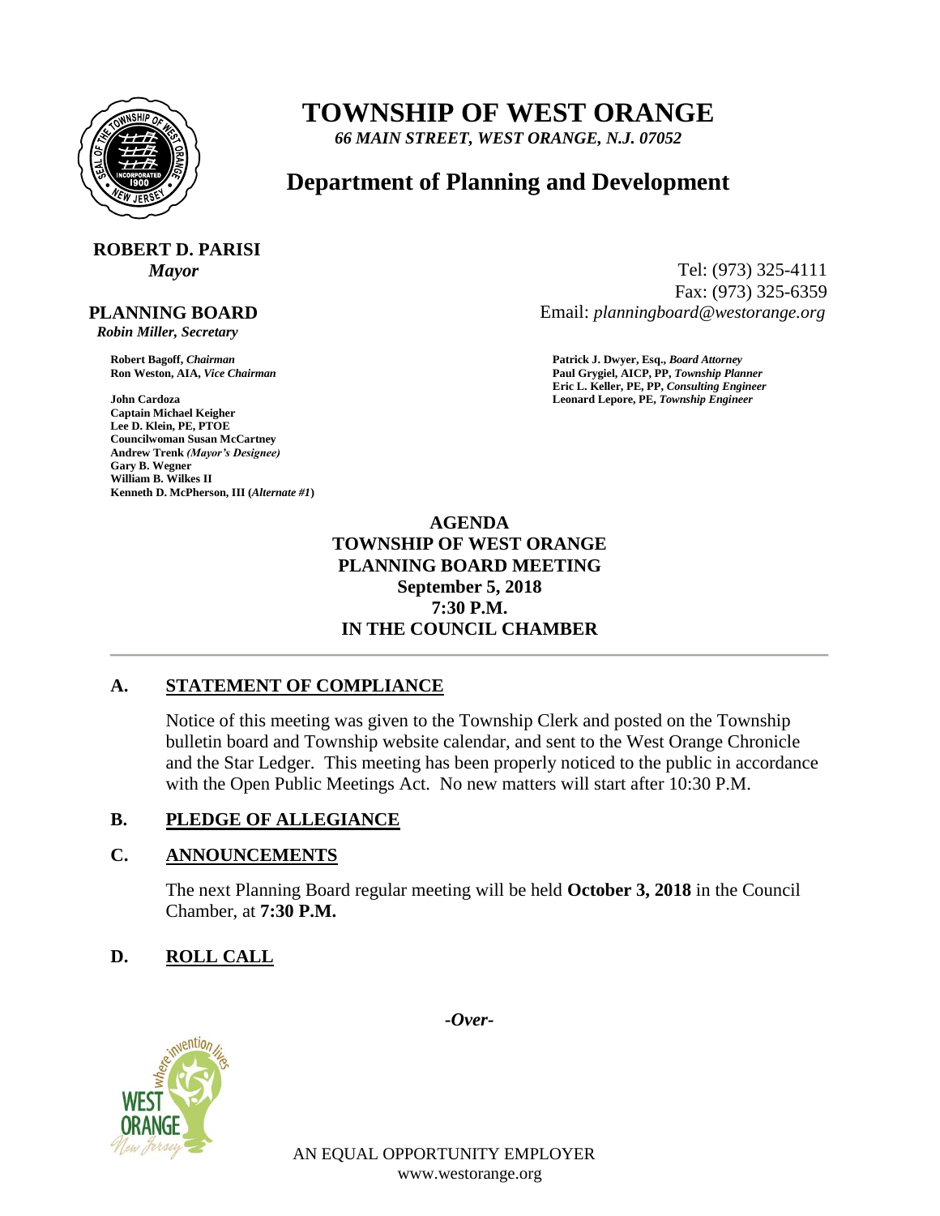# TOWNSHIP OF WEST ORANGE

*66 MAIN STREET, WEST ORANGE, N.J. 07052*

## Department of Planning and Development

**ROBERT D. PARISI**
*Mayor*

Tel: (973) 325-4111
Fax: (973) 325-6359
Email: *planningboard@westorange.org*

**PLANNING BOARD**
*Robin Miller, Secretary*

**Robert Bagoff,** *Chairman*
**Ron Weston, AIA,** *Vice Chairman*

**John Cardoza**
**Captain Michael Keigher**
**Lee D. Klein, PE, PTOE**
**Councilwoman Susan McCartney**
**Andrew Trenk** *(Mayor's Designee)*
**Gary B. Wegner**
**William B. Wilkes II**
**Kenneth D. McPherson, III (***Alternate #1***)**

**Patrick J. Dwyer, Esq.,** *Board Attorney*
**Paul Grygiel, AICP, PP,** *Township Planner*
**Eric L. Keller, PE, PP,** *Consulting Engineer*
**Leonard Lepore, PE,** *Township Engineer*

**AGENDA**
**TOWNSHIP OF WEST ORANGE**
**PLANNING BOARD MEETING**
**September 5, 2018**
**7:30 P.M.**
**IN THE COUNCIL CHAMBER**

## A. STATEMENT OF COMPLIANCE

Notice of this meeting was given to the Township Clerk and posted on the Township bulletin board and Township website calendar, and sent to the West Orange Chronicle and the Star Ledger. This meeting has been properly noticed to the public in accordance with the Open Public Meetings Act. No new matters will start after 10:30 P.M.

## B. PLEDGE OF ALLEGIANCE

## C. ANNOUNCEMENTS

The next Planning Board regular meeting will be held **October 3, 2018** in the Council Chamber, at **7:30 P.M.**

## D. ROLL CALL

*-Over-*

AN EQUAL OPPORTUNITY EMPLOYER
www.westorange.org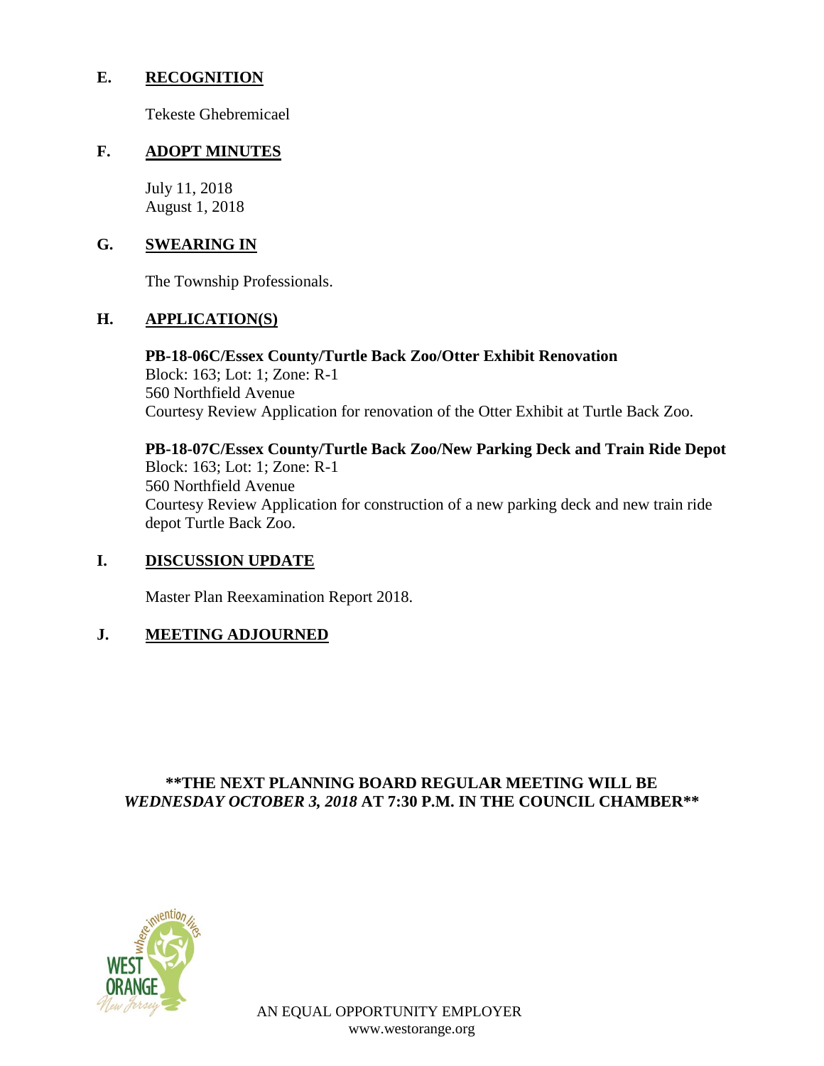## E. RECOGNITION

Tekeste Ghebremicael

## F. ADOPT MINUTES

July 11, 2018
August 1, 2018

## G. SWEARING IN

The Township Professionals.

## H. APPLICATION(S)

**PB-18-06C/Essex County/Turtle Back Zoo/Otter Exhibit Renovation**
Block: 163; Lot: 1; Zone: R-1
560 Northfield Avenue
Courtesy Review Application for renovation of the Otter Exhibit at Turtle Back Zoo.

**PB-18-07C/Essex County/Turtle Back Zoo/New Parking Deck and Train Ride Depot**
Block: 163; Lot: 1; Zone: R-1
560 Northfield Avenue
Courtesy Review Application for construction of a new parking deck and new train ride depot Turtle Back Zoo.

## I. DISCUSSION UPDATE

Master Plan Reexamination Report 2018.

## J. MEETING ADJOURNED

**\*\*THE NEXT PLANNING BOARD REGULAR MEETING WILL BE *WEDNESDAY OCTOBER 3, 2018* AT 7:30 P.M. IN THE COUNCIL CHAMBER\*\***

where invention lives
WEST ORANGE
New Jersey

AN EQUAL OPPORTUNITY EMPLOYER
www.westorange.org